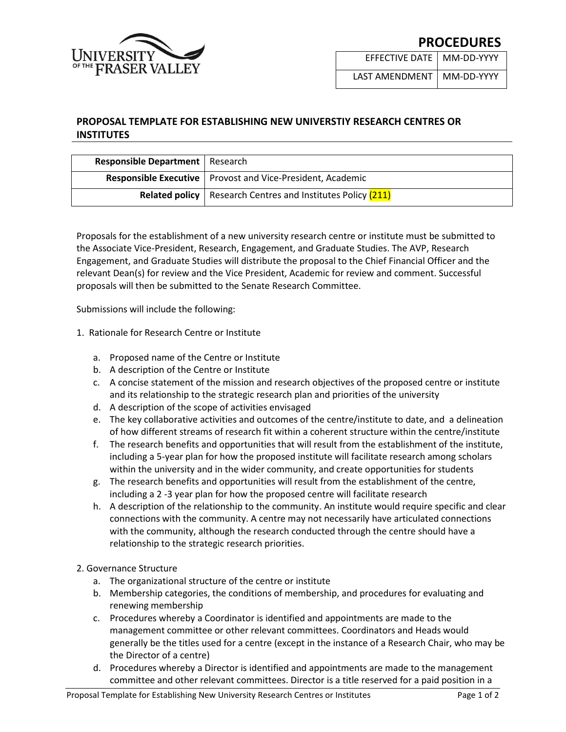**PROCEDURES**

| | |
|---|---|
| EFFECTIVE DATE | MM-DD-YYYY |
| LAST AMENDMENT | MM-DD-YYYY |

## PROPOSAL TEMPLATE FOR ESTABLISHING NEW UNIVERSTIY RESEARCH CENTRES OR INSTITUTES

| | |
|---|---|
| **Responsible Department** | Research |
| **Responsible Executive** | Provost and Vice-President, Academic |
| **Related policy** | Research Centres and Institutes Policy (211) |

Proposals for the establishment of a new university research centre or institute must be submitted to the Associate Vice-President, Research, Engagement, and Graduate Studies. The AVP, Research Engagement, and Graduate Studies will distribute the proposal to the Chief Financial Officer and the relevant Dean(s) for review and the Vice President, Academic for review and comment. Successful proposals will then be submitted to the Senate Research Committee.

Submissions will include the following:

1. Rationale for Research Centre or Institute

   a. Proposed name of the Centre or Institute
   b. A description of the Centre or Institute
   c. A concise statement of the mission and research objectives of the proposed centre or institute and its relationship to the strategic research plan and priorities of the university
   d. A description of the scope of activities envisaged
   e. The key collaborative activities and outcomes of the centre/institute to date, and a delineation of how different streams of research fit within a coherent structure within the centre/institute
   f. The research benefits and opportunities that will result from the establishment of the institute, including a 5-year plan for how the proposed institute will facilitate research among scholars within the university and in the wider community, and create opportunities for students
   g. The research benefits and opportunities will result from the establishment of the centre, including a 2 -3 year plan for how the proposed centre will facilitate research
   h. A description of the relationship to the community. An institute would require specific and clear connections with the community. A centre may not necessarily have articulated connections with the community, although the research conducted through the centre should have a relationship to the strategic research priorities.

2. Governance Structure

   a. The organizational structure of the centre or institute
   b. Membership categories, the conditions of membership, and procedures for evaluating and renewing membership
   c. Procedures whereby a Coordinator is identified and appointments are made to the management committee or other relevant committees. Coordinators and Heads would generally be the titles used for a centre (except in the instance of a Research Chair, who may be the Director of a centre)
   d. Procedures whereby a Director is identified and appointments are made to the management committee and other relevant committees. Director is a title reserved for a paid position in a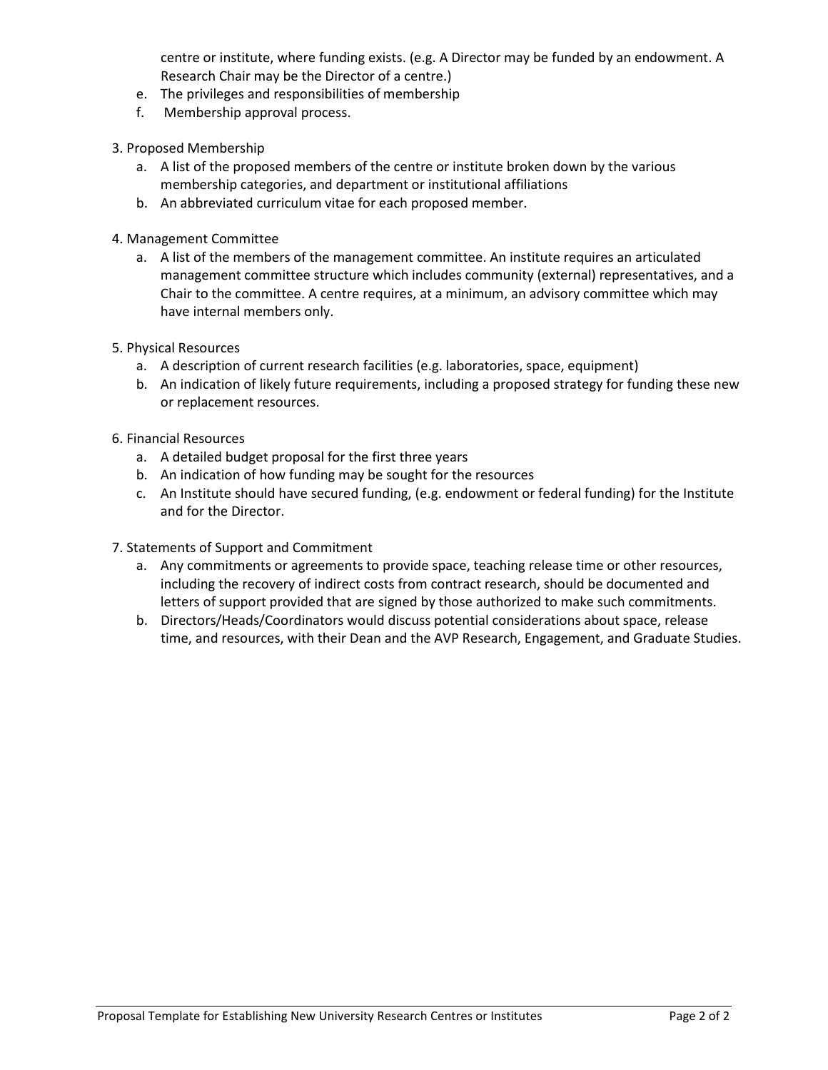centre or institute, where funding exists. (e.g. A Director may be funded by an endowment. A Research Chair may be the Director of a centre.)

e. The privileges and responsibilities of membership
f. Membership approval process.

3. Proposed Membership
   a. A list of the proposed members of the centre or institute broken down by the various membership categories, and department or institutional affiliations
   b. An abbreviated curriculum vitae for each proposed member.

4. Management Committee
   a. A list of the members of the management committee. An institute requires an articulated management committee structure which includes community (external) representatives, and a Chair to the committee. A centre requires, at a minimum, an advisory committee which may have internal members only.

5. Physical Resources
   a. A description of current research facilities (e.g. laboratories, space, equipment)
   b. An indication of likely future requirements, including a proposed strategy for funding these new or replacement resources.

6. Financial Resources
   a. A detailed budget proposal for the first three years
   b. An indication of how funding may be sought for the resources
   c. An Institute should have secured funding, (e.g. endowment or federal funding) for the Institute and for the Director.

7. Statements of Support and Commitment
   a. Any commitments or agreements to provide space, teaching release time or other resources, including the recovery of indirect costs from contract research, should be documented and letters of support provided that are signed by those authorized to make such commitments.
   b. Directors/Heads/Coordinators would discuss potential considerations about space, release time, and resources, with their Dean and the AVP Research, Engagement, and Graduate Studies.